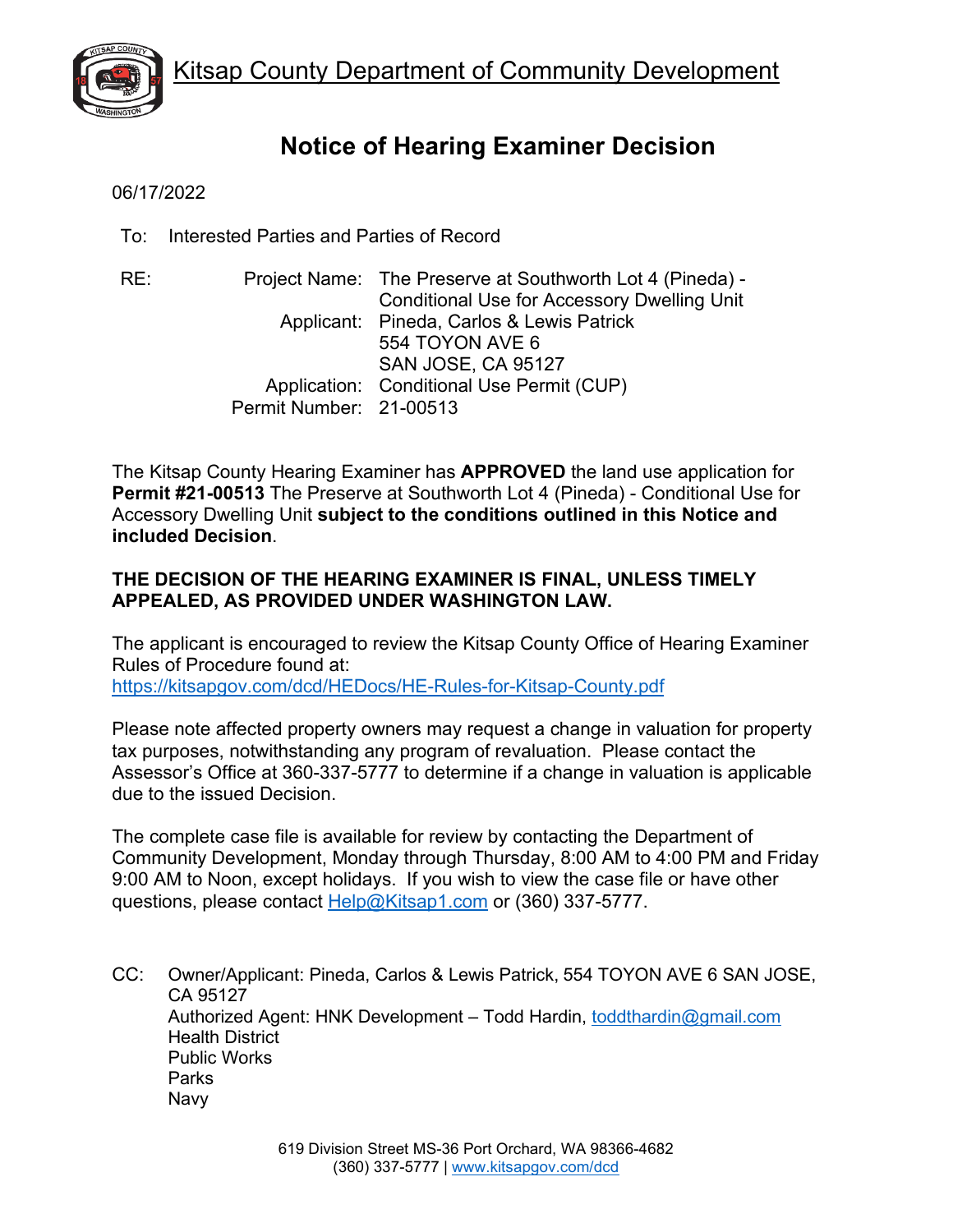Kitsap County Department of Community Development

# Notice of Hearing Examiner Decision

06/17/2022

To: Interested Parties and Parties of Record

RE:

Project Name: The Preserve at Southworth Lot 4 (Pineda) - Conditional Use for Accessory Dwelling Unit
Applicant: Pineda, Carlos & Lewis Patrick
554 TOYON AVE 6
SAN JOSE, CA 95127
Application: Conditional Use Permit (CUP)
Permit Number: 21-00513

The Kitsap County Hearing Examiner has **APPROVED** the land use application for **Permit #21-00513** The Preserve at Southworth Lot 4 (Pineda) - Conditional Use for Accessory Dwelling Unit **subject to the conditions outlined in this Notice and included Decision**.

**THE DECISION OF THE HEARING EXAMINER IS FINAL, UNLESS TIMELY APPEALED, AS PROVIDED UNDER WASHINGTON LAW.**

The applicant is encouraged to review the Kitsap County Office of Hearing Examiner Rules of Procedure found at:
https://kitsapgov.com/dcd/HEDocs/HE-Rules-for-Kitsap-County.pdf

Please note affected property owners may request a change in valuation for property tax purposes, notwithstanding any program of revaluation. Please contact the Assessor's Office at 360-337-5777 to determine if a change in valuation is applicable due to the issued Decision.

The complete case file is available for review by contacting the Department of Community Development, Monday through Thursday, 8:00 AM to 4:00 PM and Friday 9:00 AM to Noon, except holidays. If you wish to view the case file or have other questions, please contact Help@Kitsap1.com or (360) 337-5777.

CC: Owner/Applicant: Pineda, Carlos & Lewis Patrick, 554 TOYON AVE 6 SAN JOSE, CA 95127
Authorized Agent: HNK Development – Todd Hardin, toddthardin@gmail.com
Health District
Public Works
Parks
Navy

619 Division Street MS-36 Port Orchard, WA 98366-4682
(360) 337-5777 | www.kitsapgov.com/dcd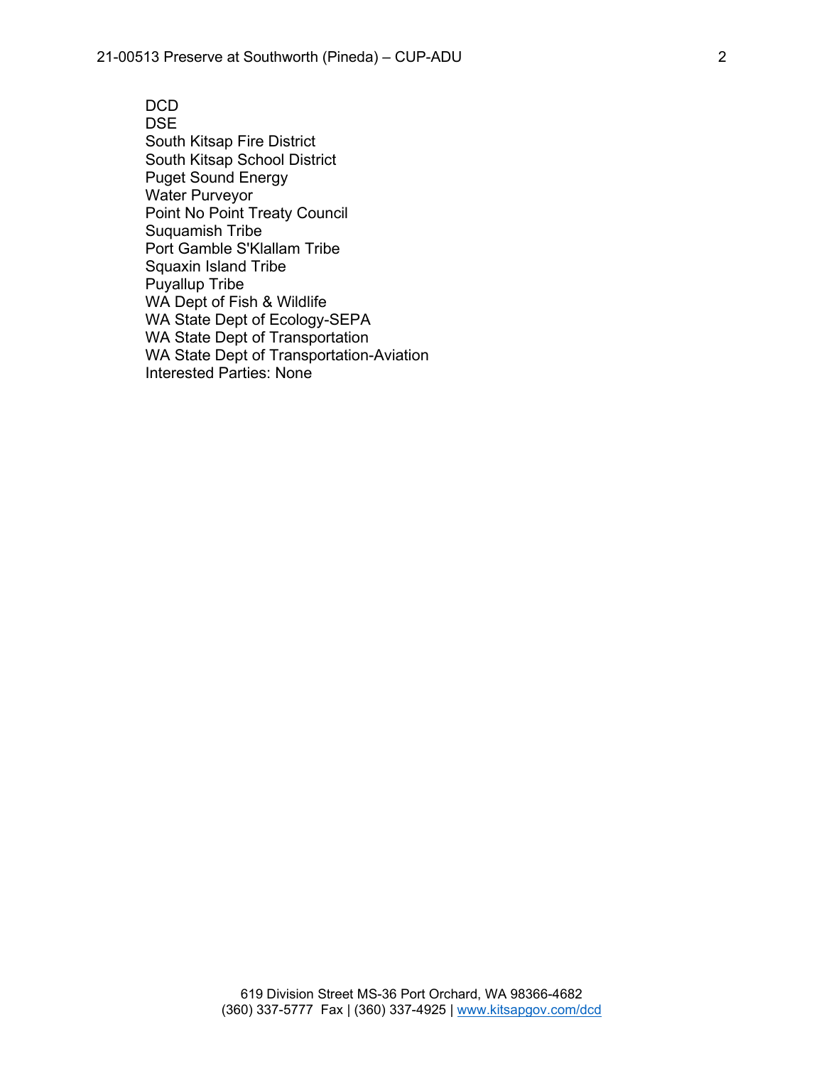DCD
DSE
South Kitsap Fire District
South Kitsap School District
Puget Sound Energy
Water Purveyor
Point No Point Treaty Council
Suquamish Tribe
Port Gamble S'Klallam Tribe
Squaxin Island Tribe
Puyallup Tribe
WA Dept of Fish & Wildlife
WA State Dept of Ecology-SEPA
WA State Dept of Transportation
WA State Dept of Transportation-Aviation
Interested Parties: None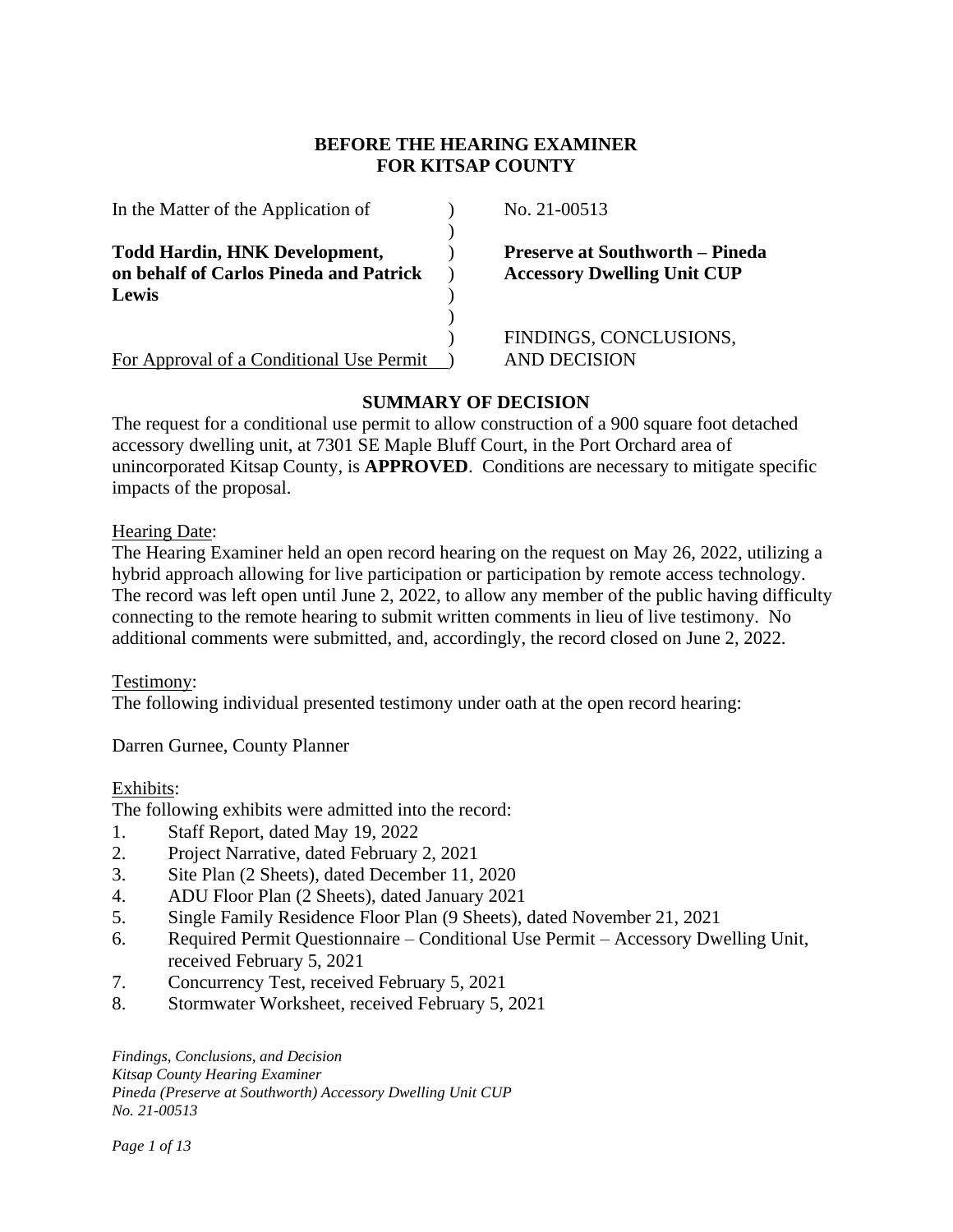# BEFORE THE HEARING EXAMINER FOR KITSAP COUNTY

| | | |
|---|---|---|
| In the Matter of the Application of | ) | No. 21-00513 |
| | ) | |
| **Todd Hardin, HNK Development, on behalf of Carlos Pineda and Patrick Lewis** | ) | **Preserve at Southworth – Pineda Accessory Dwelling Unit CUP** |
| | ) | |
| <u>For Approval of a Conditional Use Permit</u> | ) | FINDINGS, CONCLUSIONS, AND DECISION |

## SUMMARY OF DECISION

The request for a conditional use permit to allow construction of a 900 square foot detached accessory dwelling unit, at 7301 SE Maple Bluff Court, in the Port Orchard area of unincorporated Kitsap County, is **APPROVED**. Conditions are necessary to mitigate specific impacts of the proposal.

<u>Hearing Date</u>:
The Hearing Examiner held an open record hearing on the request on May 26, 2022, utilizing a hybrid approach allowing for live participation or participation by remote access technology. The record was left open until June 2, 2022, to allow any member of the public having difficulty connecting to the remote hearing to submit written comments in lieu of live testimony. No additional comments were submitted, and, accordingly, the record closed on June 2, 2022.

<u>Testimony</u>:
The following individual presented testimony under oath at the open record hearing:

Darren Gurnee, County Planner

<u>Exhibits</u>:
The following exhibits were admitted into the record:

1. Staff Report, dated May 19, 2022
2. Project Narrative, dated February 2, 2021
3. Site Plan (2 Sheets), dated December 11, 2020
4. ADU Floor Plan (2 Sheets), dated January 2021
5. Single Family Residence Floor Plan (9 Sheets), dated November 21, 2021
6. Required Permit Questionnaire – Conditional Use Permit – Accessory Dwelling Unit, received February 5, 2021
7. Concurrency Test, received February 5, 2021
8. Stormwater Worksheet, received February 5, 2021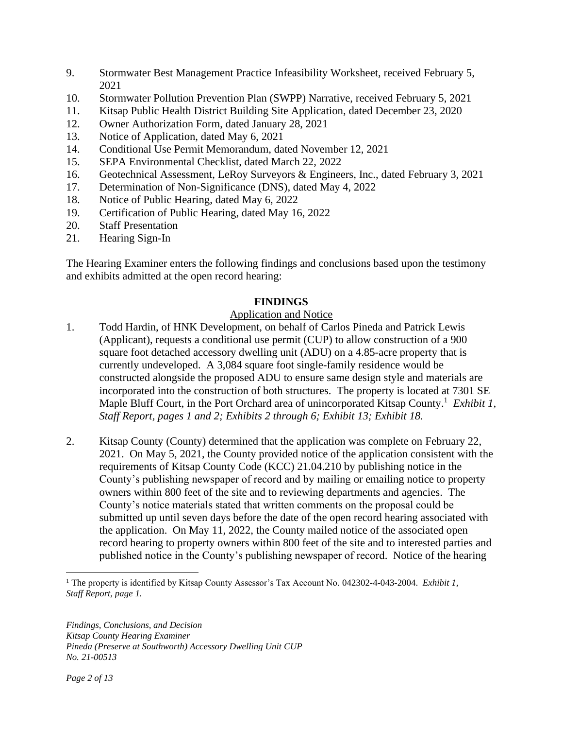9. Stormwater Best Management Practice Infeasibility Worksheet, received February 5, 2021
10. Stormwater Pollution Prevention Plan (SWPP) Narrative, received February 5, 2021
11. Kitsap Public Health District Building Site Application, dated December 23, 2020
12. Owner Authorization Form, dated January 28, 2021
13. Notice of Application, dated May 6, 2021
14. Conditional Use Permit Memorandum, dated November 12, 2021
15. SEPA Environmental Checklist, dated March 22, 2022
16. Geotechnical Assessment, LeRoy Surveyors & Engineers, Inc., dated February 3, 2021
17. Determination of Non-Significance (DNS), dated May 4, 2022
18. Notice of Public Hearing, dated May 6, 2022
19. Certification of Public Hearing, dated May 16, 2022
20. Staff Presentation
21. Hearing Sign-In

The Hearing Examiner enters the following findings and conclusions based upon the testimony and exhibits admitted at the open record hearing:

## FINDINGS

Application and Notice

1. Todd Hardin, of HNK Development, on behalf of Carlos Pineda and Patrick Lewis (Applicant), requests a conditional use permit (CUP) to allow construction of a 900 square foot detached accessory dwelling unit (ADU) on a 4.85-acre property that is currently undeveloped. A 3,084 square foot single-family residence would be constructed alongside the proposed ADU to ensure same design style and materials are incorporated into the construction of both structures. The property is located at 7301 SE Maple Bluff Court, in the Port Orchard area of unincorporated Kitsap County.[1] *Exhibit 1, Staff Report, pages 1 and 2; Exhibits 2 through 6; Exhibit 13; Exhibit 18.*

2. Kitsap County (County) determined that the application was complete on February 22, 2021. On May 5, 2021, the County provided notice of the application consistent with the requirements of Kitsap County Code (KCC) 21.04.210 by publishing notice in the County's publishing newspaper of record and by mailing or emailing notice to property owners within 800 feet of the site and to reviewing departments and agencies. The County's notice materials stated that written comments on the proposal could be submitted up until seven days before the date of the open record hearing associated with the application. On May 11, 2022, the County mailed notice of the associated open record hearing to property owners within 800 feet of the site and to interested parties and published notice in the County's publishing newspaper of record. Notice of the hearing

[1] The property is identified by Kitsap County Assessor's Tax Account No. 042302-4-043-2004. *Exhibit 1, Staff Report, page 1.*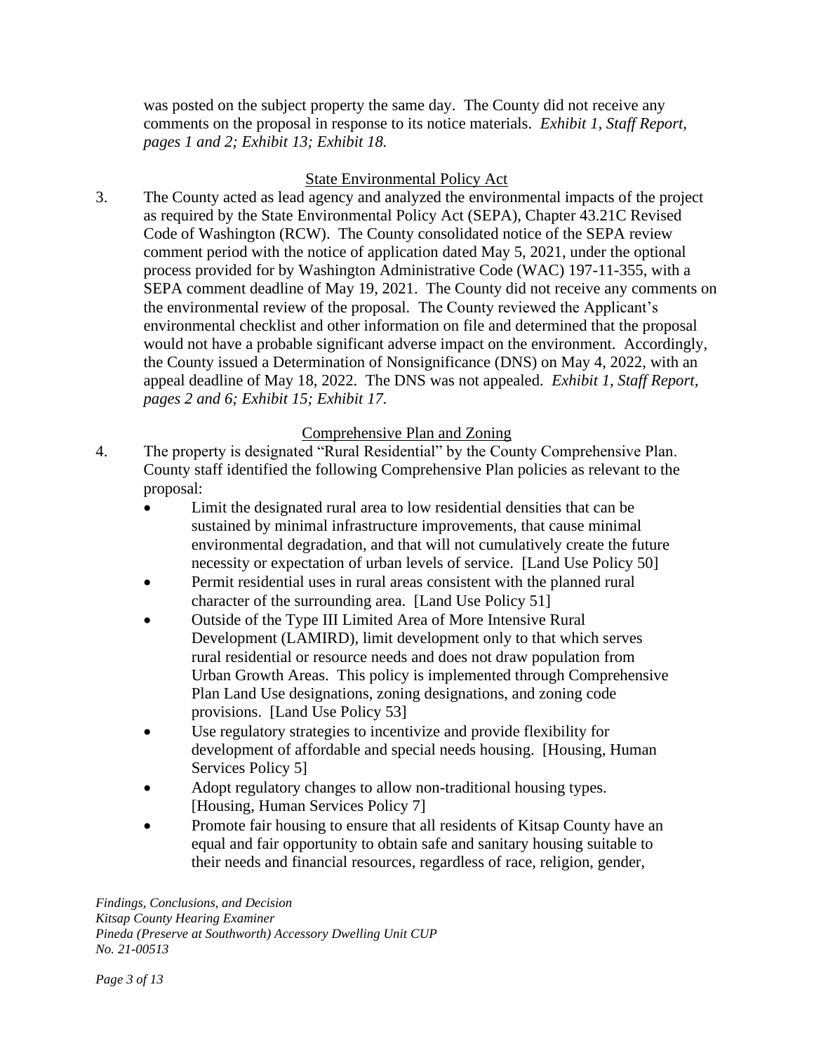was posted on the subject property the same day. The County did not receive any comments on the proposal in response to its notice materials. *Exhibit 1, Staff Report, pages 1 and 2; Exhibit 13; Exhibit 18.*

## State Environmental Policy Act

3. The County acted as lead agency and analyzed the environmental impacts of the project as required by the State Environmental Policy Act (SEPA), Chapter 43.21C Revised Code of Washington (RCW). The County consolidated notice of the SEPA review comment period with the notice of application dated May 5, 2021, under the optional process provided for by Washington Administrative Code (WAC) 197-11-355, with a SEPA comment deadline of May 19, 2021. The County did not receive any comments on the environmental review of the proposal. The County reviewed the Applicant's environmental checklist and other information on file and determined that the proposal would not have a probable significant adverse impact on the environment. Accordingly, the County issued a Determination of Nonsignificance (DNS) on May 4, 2022, with an appeal deadline of May 18, 2022. The DNS was not appealed. *Exhibit 1, Staff Report, pages 2 and 6; Exhibit 15; Exhibit 17.*

## Comprehensive Plan and Zoning

4. The property is designated "Rural Residential" by the County Comprehensive Plan. County staff identified the following Comprehensive Plan policies as relevant to the proposal:
   - Limit the designated rural area to low residential densities that can be sustained by minimal infrastructure improvements, that cause minimal environmental degradation, and that will not cumulatively create the future necessity or expectation of urban levels of service. [Land Use Policy 50]
   - Permit residential uses in rural areas consistent with the planned rural character of the surrounding area. [Land Use Policy 51]
   - Outside of the Type III Limited Area of More Intensive Rural Development (LAMIRD), limit development only to that which serves rural residential or resource needs and does not draw population from Urban Growth Areas. This policy is implemented through Comprehensive Plan Land Use designations, zoning designations, and zoning code provisions. [Land Use Policy 53]
   - Use regulatory strategies to incentivize and provide flexibility for development of affordable and special needs housing. [Housing, Human Services Policy 5]
   - Adopt regulatory changes to allow non-traditional housing types. [Housing, Human Services Policy 7]
   - Promote fair housing to ensure that all residents of Kitsap County have an equal and fair opportunity to obtain safe and sanitary housing suitable to their needs and financial resources, regardless of race, religion, gender,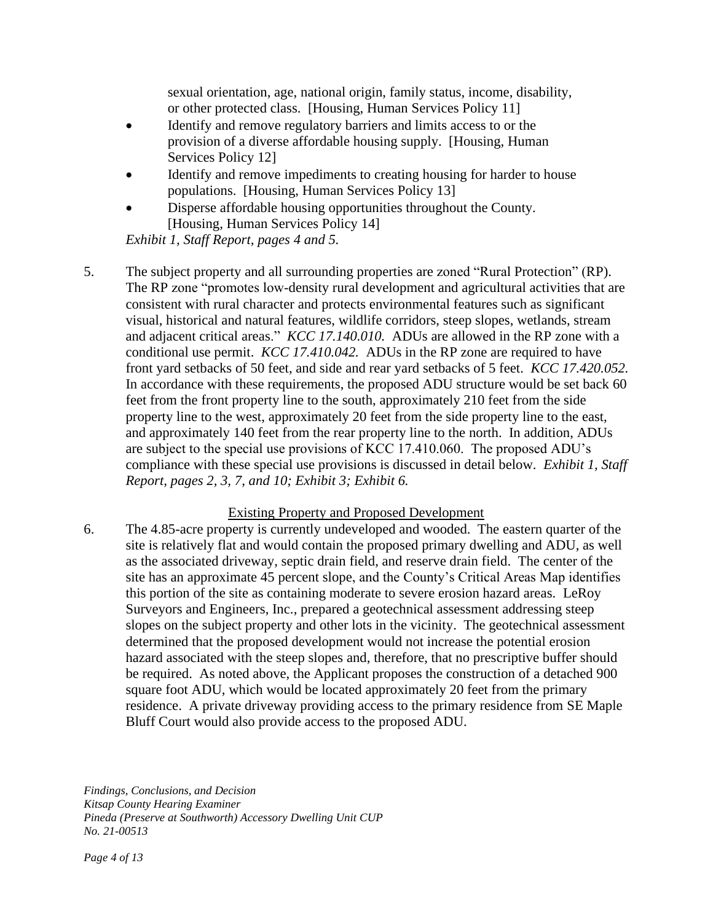sexual orientation, age, national origin, family status, income, disability, or other protected class. [Housing, Human Services Policy 11]

- Identify and remove regulatory barriers and limits access to or the provision of a diverse affordable housing supply. [Housing, Human Services Policy 12]
- Identify and remove impediments to creating housing for harder to house populations. [Housing, Human Services Policy 13]
- Disperse affordable housing opportunities throughout the County. [Housing, Human Services Policy 14]

*Exhibit 1, Staff Report, pages 4 and 5.*

5. The subject property and all surrounding properties are zoned "Rural Protection" (RP). The RP zone "promotes low-density rural development and agricultural activities that are consistent with rural character and protects environmental features such as significant visual, historical and natural features, wildlife corridors, steep slopes, wetlands, stream and adjacent critical areas." *KCC 17.140.010.* ADUs are allowed in the RP zone with a conditional use permit. *KCC 17.410.042.* ADUs in the RP zone are required to have front yard setbacks of 50 feet, and side and rear yard setbacks of 5 feet. *KCC 17.420.052.* In accordance with these requirements, the proposed ADU structure would be set back 60 feet from the front property line to the south, approximately 210 feet from the side property line to the west, approximately 20 feet from the side property line to the east, and approximately 140 feet from the rear property line to the north. In addition, ADUs are subject to the special use provisions of KCC 17.410.060. The proposed ADU's compliance with these special use provisions is discussed in detail below. *Exhibit 1, Staff Report, pages 2, 3, 7, and 10; Exhibit 3; Exhibit 6.*

<u>Existing Property and Proposed Development</u>

6. The 4.85-acre property is currently undeveloped and wooded. The eastern quarter of the site is relatively flat and would contain the proposed primary dwelling and ADU, as well as the associated driveway, septic drain field, and reserve drain field. The center of the site has an approximate 45 percent slope, and the County's Critical Areas Map identifies this portion of the site as containing moderate to severe erosion hazard areas. LeRoy Surveyors and Engineers, Inc., prepared a geotechnical assessment addressing steep slopes on the subject property and other lots in the vicinity. The geotechnical assessment determined that the proposed development would not increase the potential erosion hazard associated with the steep slopes and, therefore, that no prescriptive buffer should be required. As noted above, the Applicant proposes the construction of a detached 900 square foot ADU, which would be located approximately 20 feet from the primary residence. A private driveway providing access to the primary residence from SE Maple Bluff Court would also provide access to the proposed ADU.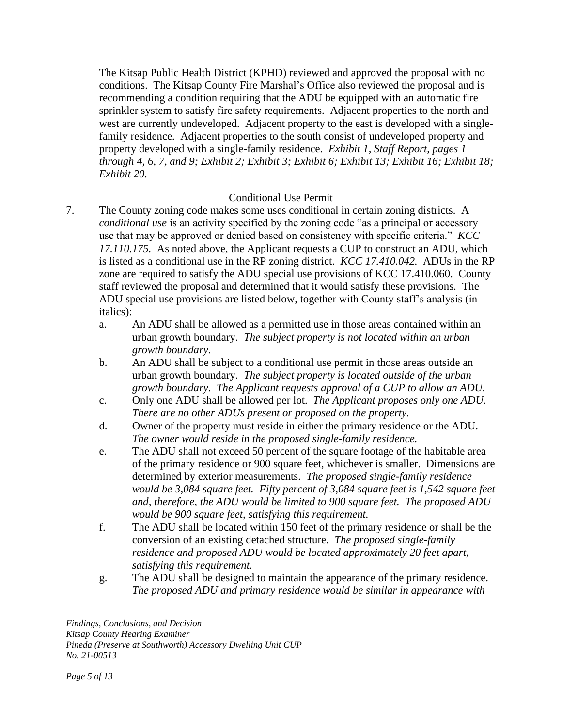The Kitsap Public Health District (KPHD) reviewed and approved the proposal with no conditions. The Kitsap County Fire Marshal's Office also reviewed the proposal and is recommending a condition requiring that the ADU be equipped with an automatic fire sprinkler system to satisfy fire safety requirements. Adjacent properties to the north and west are currently undeveloped. Adjacent property to the east is developed with a single-family residence. Adjacent properties to the south consist of undeveloped property and property developed with a single-family residence. *Exhibit 1, Staff Report, pages 1 through 4, 6, 7, and 9; Exhibit 2; Exhibit 3; Exhibit 6; Exhibit 13; Exhibit 16; Exhibit 18; Exhibit 20.*

Conditional Use Permit

7. The County zoning code makes some uses conditional in certain zoning districts. A *conditional use* is an activity specified by the zoning code "as a principal or accessory use that may be approved or denied based on consistency with specific criteria." *KCC 17.110.175.* As noted above, the Applicant requests a CUP to construct an ADU, which is listed as a conditional use in the RP zoning district. *KCC 17.410.042.* ADUs in the RP zone are required to satisfy the ADU special use provisions of KCC 17.410.060. County staff reviewed the proposal and determined that it would satisfy these provisions. The ADU special use provisions are listed below, together with County staff's analysis (in italics):
   a. An ADU shall be allowed as a permitted use in those areas contained within an urban growth boundary. *The subject property is not located within an urban growth boundary.*
   b. An ADU shall be subject to a conditional use permit in those areas outside an urban growth boundary. *The subject property is located outside of the urban growth boundary. The Applicant requests approval of a CUP to allow an ADU.*
   c. Only one ADU shall be allowed per lot. *The Applicant proposes only one ADU. There are no other ADUs present or proposed on the property.*
   d. Owner of the property must reside in either the primary residence or the ADU. *The owner would reside in the proposed single-family residence.*
   e. The ADU shall not exceed 50 percent of the square footage of the habitable area of the primary residence or 900 square feet, whichever is smaller. Dimensions are determined by exterior measurements. *The proposed single-family residence would be 3,084 square feet. Fifty percent of 3,084 square feet is 1,542 square feet and, therefore, the ADU would be limited to 900 square feet. The proposed ADU would be 900 square feet, satisfying this requirement.*
   f. The ADU shall be located within 150 feet of the primary residence or shall be the conversion of an existing detached structure. *The proposed single-family residence and proposed ADU would be located approximately 20 feet apart, satisfying this requirement.*
   g. The ADU shall be designed to maintain the appearance of the primary residence. *The proposed ADU and primary residence would be similar in appearance with*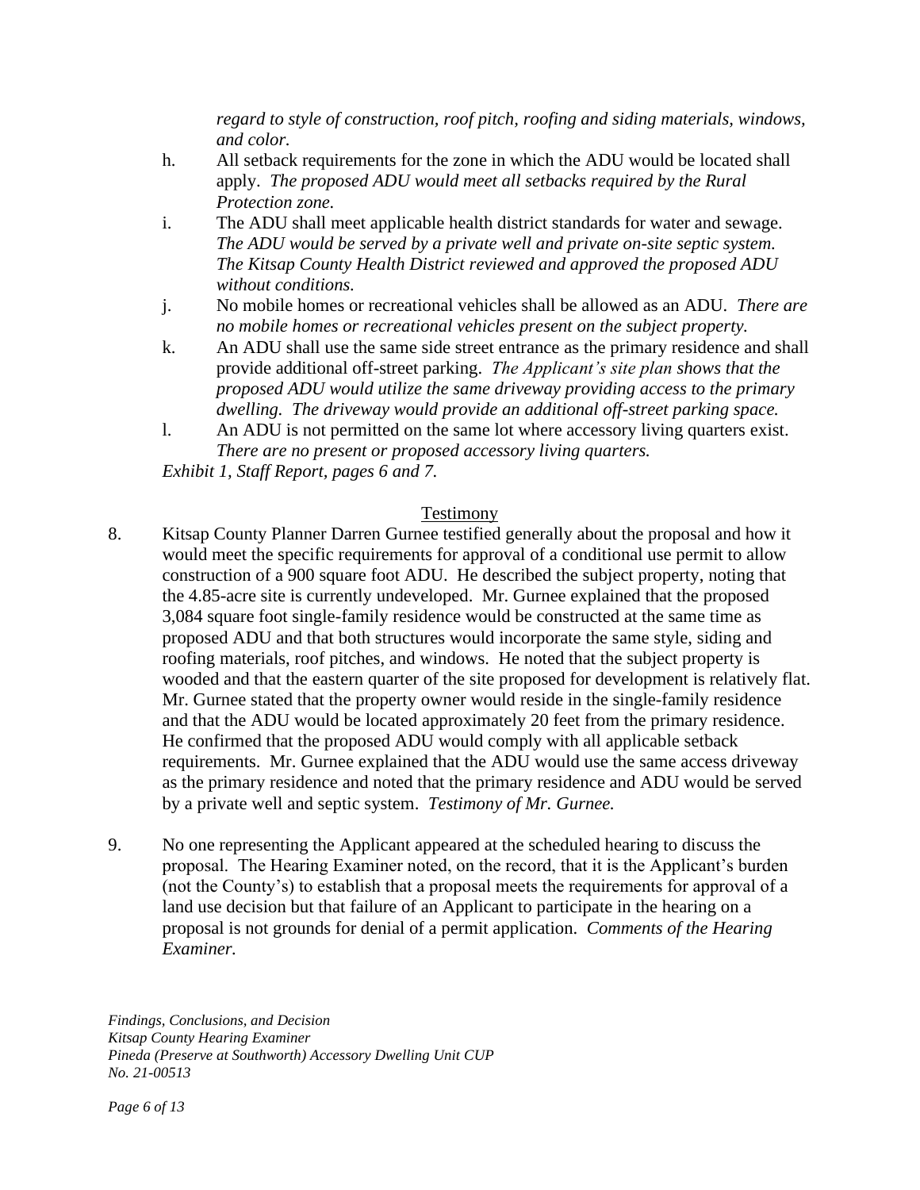*regard to style of construction, roof pitch, roofing and siding materials, windows, and color.*

h. All setback requirements for the zone in which the ADU would be located shall apply. *The proposed ADU would meet all setbacks required by the Rural Protection zone.*

i. The ADU shall meet applicable health district standards for water and sewage. *The ADU would be served by a private well and private on-site septic system. The Kitsap County Health District reviewed and approved the proposed ADU without conditions.*

j. No mobile homes or recreational vehicles shall be allowed as an ADU. *There are no mobile homes or recreational vehicles present on the subject property.*

k. An ADU shall use the same side street entrance as the primary residence and shall provide additional off-street parking. *The Applicant's site plan shows that the proposed ADU would utilize the same driveway providing access to the primary dwelling. The driveway would provide an additional off-street parking space.*

l. An ADU is not permitted on the same lot where accessory living quarters exist. *There are no present or proposed accessory living quarters.*

*Exhibit 1, Staff Report, pages 6 and 7.*

## Testimony

8. Kitsap County Planner Darren Gurnee testified generally about the proposal and how it would meet the specific requirements for approval of a conditional use permit to allow construction of a 900 square foot ADU. He described the subject property, noting that the 4.85-acre site is currently undeveloped. Mr. Gurnee explained that the proposed 3,084 square foot single-family residence would be constructed at the same time as proposed ADU and that both structures would incorporate the same style, siding and roofing materials, roof pitches, and windows. He noted that the subject property is wooded and that the eastern quarter of the site proposed for development is relatively flat. Mr. Gurnee stated that the property owner would reside in the single-family residence and that the ADU would be located approximately 20 feet from the primary residence. He confirmed that the proposed ADU would comply with all applicable setback requirements. Mr. Gurnee explained that the ADU would use the same access driveway as the primary residence and noted that the primary residence and ADU would be served by a private well and septic system. *Testimony of Mr. Gurnee.*

9. No one representing the Applicant appeared at the scheduled hearing to discuss the proposal. The Hearing Examiner noted, on the record, that it is the Applicant's burden (not the County's) to establish that a proposal meets the requirements for approval of a land use decision but that failure of an Applicant to participate in the hearing on a proposal is not grounds for denial of a permit application. *Comments of the Hearing Examiner.*

*Findings, Conclusions, and Decision*
*Kitsap County Hearing Examiner*
*Pineda (Preserve at Southworth) Accessory Dwelling Unit CUP*
*No. 21-00513*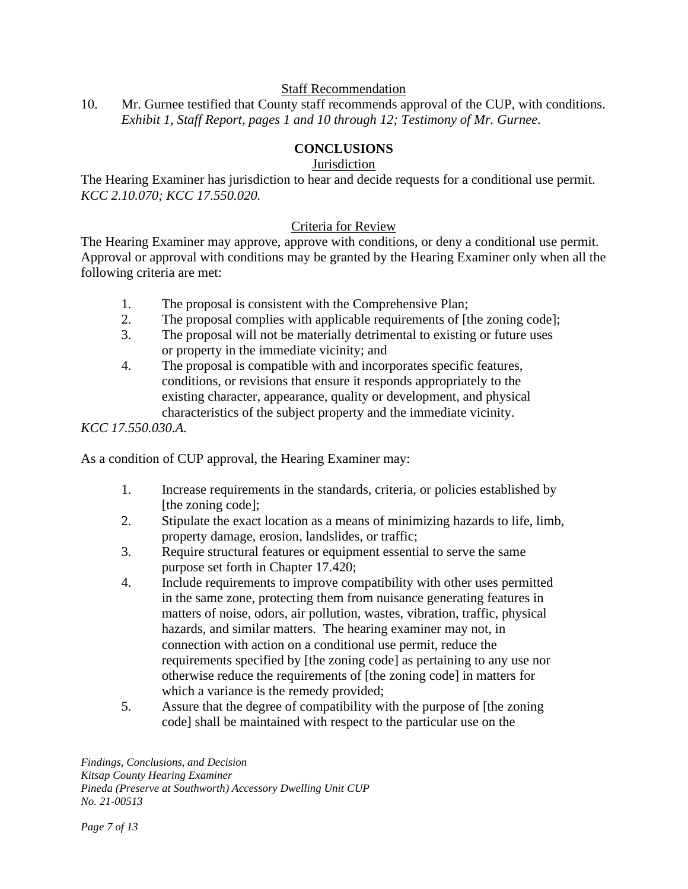### Staff Recommendation

10. Mr. Gurnee testified that County staff recommends approval of the CUP, with conditions. *Exhibit 1, Staff Report, pages 1 and 10 through 12; Testimony of Mr. Gurnee.*

## CONCLUSIONS

### Jurisdiction

The Hearing Examiner has jurisdiction to hear and decide requests for a conditional use permit. *KCC 2.10.070; KCC 17.550.020.*

### Criteria for Review

The Hearing Examiner may approve, approve with conditions, or deny a conditional use permit. Approval or approval with conditions may be granted by the Hearing Examiner only when all the following criteria are met:

1. The proposal is consistent with the Comprehensive Plan;
2. The proposal complies with applicable requirements of [the zoning code];
3. The proposal will not be materially detrimental to existing or future uses or property in the immediate vicinity; and
4. The proposal is compatible with and incorporates specific features, conditions, or revisions that ensure it responds appropriately to the existing character, appearance, quality or development, and physical characteristics of the subject property and the immediate vicinity.

*KCC 17.550.030.A.*

As a condition of CUP approval, the Hearing Examiner may:

1. Increase requirements in the standards, criteria, or policies established by [the zoning code];
2. Stipulate the exact location as a means of minimizing hazards to life, limb, property damage, erosion, landslides, or traffic;
3. Require structural features or equipment essential to serve the same purpose set forth in Chapter 17.420;
4. Include requirements to improve compatibility with other uses permitted in the same zone, protecting them from nuisance generating features in matters of noise, odors, air pollution, wastes, vibration, traffic, physical hazards, and similar matters. The hearing examiner may not, in connection with action on a conditional use permit, reduce the requirements specified by [the zoning code] as pertaining to any use nor otherwise reduce the requirements of [the zoning code] in matters for which a variance is the remedy provided;
5. Assure that the degree of compatibility with the purpose of [the zoning code] shall be maintained with respect to the particular use on the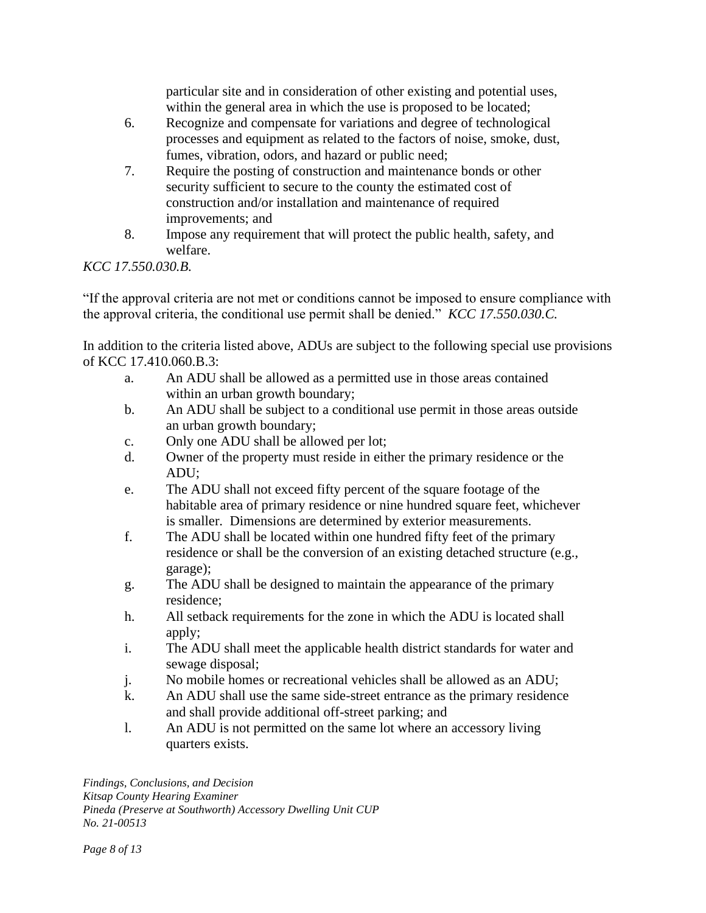particular site and in consideration of other existing and potential uses, within the general area in which the use is proposed to be located;

6. Recognize and compensate for variations and degree of technological processes and equipment as related to the factors of noise, smoke, dust, fumes, vibration, odors, and hazard or public need;
7. Require the posting of construction and maintenance bonds or other security sufficient to secure to the county the estimated cost of construction and/or installation and maintenance of required improvements; and
8. Impose any requirement that will protect the public health, safety, and welfare.

*KCC 17.550.030.B.*

"If the approval criteria are not met or conditions cannot be imposed to ensure compliance with the approval criteria, the conditional use permit shall be denied." *KCC 17.550.030.C.*

In addition to the criteria listed above, ADUs are subject to the following special use provisions of KCC 17.410.060.B.3:

a. An ADU shall be allowed as a permitted use in those areas contained within an urban growth boundary;
b. An ADU shall be subject to a conditional use permit in those areas outside an urban growth boundary;
c. Only one ADU shall be allowed per lot;
d. Owner of the property must reside in either the primary residence or the ADU;
e. The ADU shall not exceed fifty percent of the square footage of the habitable area of primary residence or nine hundred square feet, whichever is smaller. Dimensions are determined by exterior measurements.
f. The ADU shall be located within one hundred fifty feet of the primary residence or shall be the conversion of an existing detached structure (e.g., garage);
g. The ADU shall be designed to maintain the appearance of the primary residence;
h. All setback requirements for the zone in which the ADU is located shall apply;
i. The ADU shall meet the applicable health district standards for water and sewage disposal;
j. No mobile homes or recreational vehicles shall be allowed as an ADU;
k. An ADU shall use the same side-street entrance as the primary residence and shall provide additional off-street parking; and
l. An ADU is not permitted on the same lot where an accessory living quarters exists.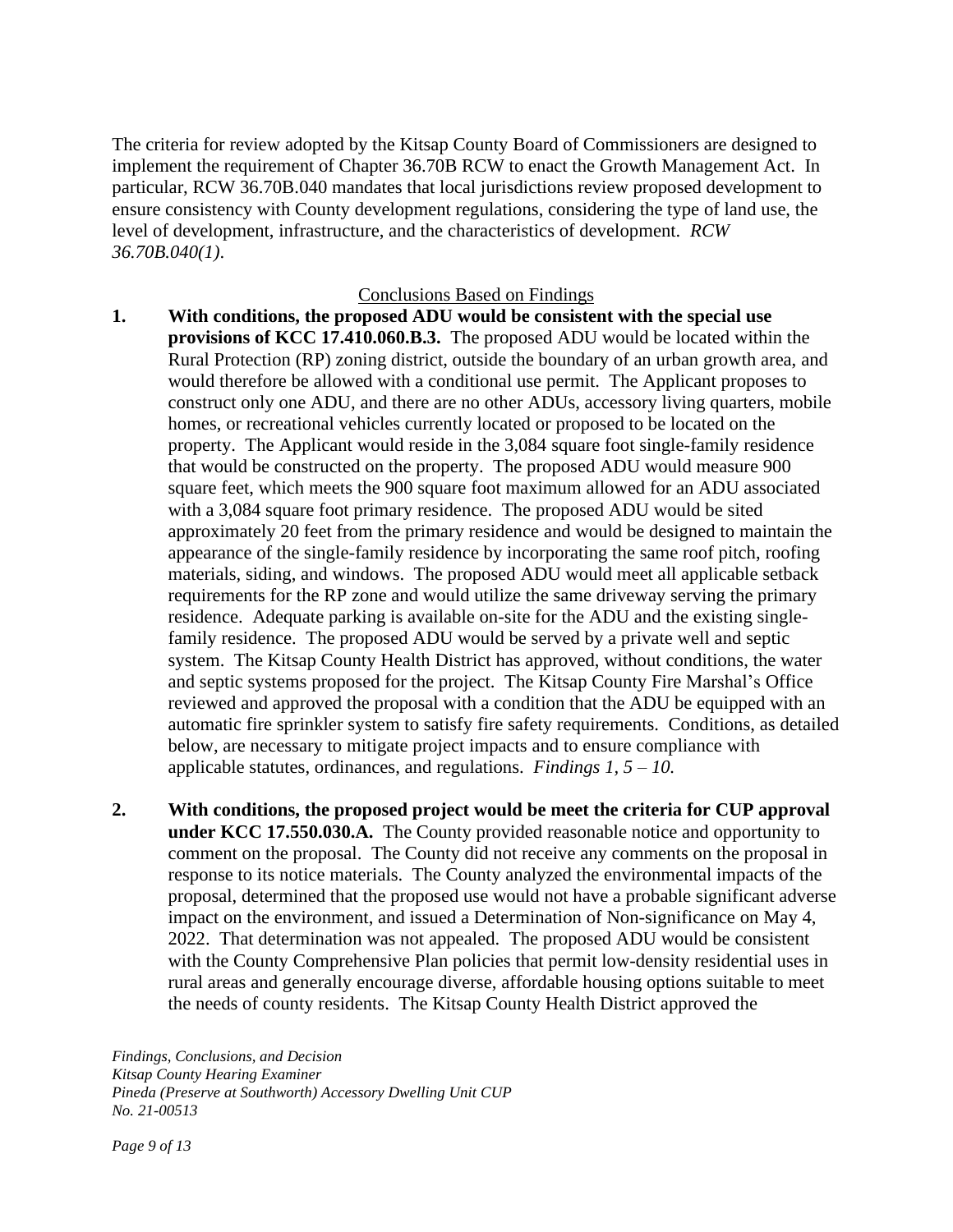The criteria for review adopted by the Kitsap County Board of Commissioners are designed to implement the requirement of Chapter 36.70B RCW to enact the Growth Management Act. In particular, RCW 36.70B.040 mandates that local jurisdictions review proposed development to ensure consistency with County development regulations, considering the type of land use, the level of development, infrastructure, and the characteristics of development. *RCW 36.70B.040(1)*.

Conclusions Based on Findings

1. **With conditions, the proposed ADU would be consistent with the special use provisions of KCC 17.410.060.B.3.** The proposed ADU would be located within the Rural Protection (RP) zoning district, outside the boundary of an urban growth area, and would therefore be allowed with a conditional use permit. The Applicant proposes to construct only one ADU, and there are no other ADUs, accessory living quarters, mobile homes, or recreational vehicles currently located or proposed to be located on the property. The Applicant would reside in the 3,084 square foot single-family residence that would be constructed on the property. The proposed ADU would measure 900 square feet, which meets the 900 square foot maximum allowed for an ADU associated with a 3,084 square foot primary residence. The proposed ADU would be sited approximately 20 feet from the primary residence and would be designed to maintain the appearance of the single-family residence by incorporating the same roof pitch, roofing materials, siding, and windows. The proposed ADU would meet all applicable setback requirements for the RP zone and would utilize the same driveway serving the primary residence. Adequate parking is available on-site for the ADU and the existing single-family residence. The proposed ADU would be served by a private well and septic system. The Kitsap County Health District has approved, without conditions, the water and septic systems proposed for the project. The Kitsap County Fire Marshal's Office reviewed and approved the proposal with a condition that the ADU be equipped with an automatic fire sprinkler system to satisfy fire safety requirements. Conditions, as detailed below, are necessary to mitigate project impacts and to ensure compliance with applicable statutes, ordinances, and regulations. *Findings 1, 5 – 10.*

2. **With conditions, the proposed project would be meet the criteria for CUP approval under KCC 17.550.030.A.** The County provided reasonable notice and opportunity to comment on the proposal. The County did not receive any comments on the proposal in response to its notice materials. The County analyzed the environmental impacts of the proposal, determined that the proposed use would not have a probable significant adverse impact on the environment, and issued a Determination of Non-significance on May 4, 2022. That determination was not appealed. The proposed ADU would be consistent with the County Comprehensive Plan policies that permit low-density residential uses in rural areas and generally encourage diverse, affordable housing options suitable to meet the needs of county residents. The Kitsap County Health District approved the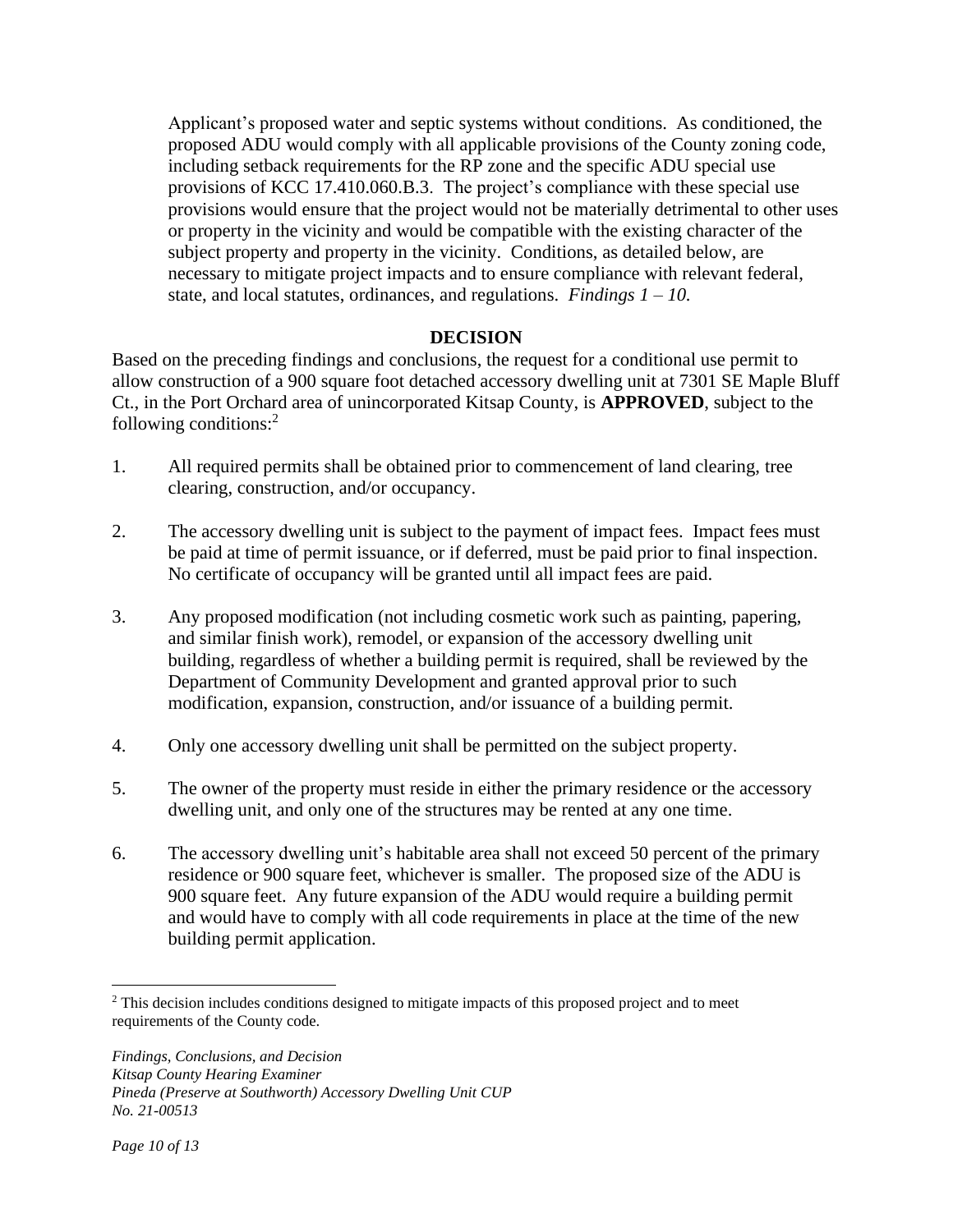Applicant's proposed water and septic systems without conditions. As conditioned, the proposed ADU would comply with all applicable provisions of the County zoning code, including setback requirements for the RP zone and the specific ADU special use provisions of KCC 17.410.060.B.3. The project's compliance with these special use provisions would ensure that the project would not be materially detrimental to other uses or property in the vicinity and would be compatible with the existing character of the subject property and property in the vicinity. Conditions, as detailed below, are necessary to mitigate project impacts and to ensure compliance with relevant federal, state, and local statutes, ordinances, and regulations. *Findings 1 – 10.*

## DECISION

Based on the preceding findings and conclusions, the request for a conditional use permit to allow construction of a 900 square foot detached accessory dwelling unit at 7301 SE Maple Bluff Ct., in the Port Orchard area of unincorporated Kitsap County, is **APPROVED**, subject to the following conditions:[2]

1. All required permits shall be obtained prior to commencement of land clearing, tree clearing, construction, and/or occupancy.

2. The accessory dwelling unit is subject to the payment of impact fees. Impact fees must be paid at time of permit issuance, or if deferred, must be paid prior to final inspection. No certificate of occupancy will be granted until all impact fees are paid.

3. Any proposed modification (not including cosmetic work such as painting, papering, and similar finish work), remodel, or expansion of the accessory dwelling unit building, regardless of whether a building permit is required, shall be reviewed by the Department of Community Development and granted approval prior to such modification, expansion, construction, and/or issuance of a building permit.

4. Only one accessory dwelling unit shall be permitted on the subject property.

5. The owner of the property must reside in either the primary residence or the accessory dwelling unit, and only one of the structures may be rented at any one time.

6. The accessory dwelling unit's habitable area shall not exceed 50 percent of the primary residence or 900 square feet, whichever is smaller. The proposed size of the ADU is 900 square feet. Any future expansion of the ADU would require a building permit and would have to comply with all code requirements in place at the time of the new building permit application.

---

[2] This decision includes conditions designed to mitigate impacts of this proposed project and to meet requirements of the County code.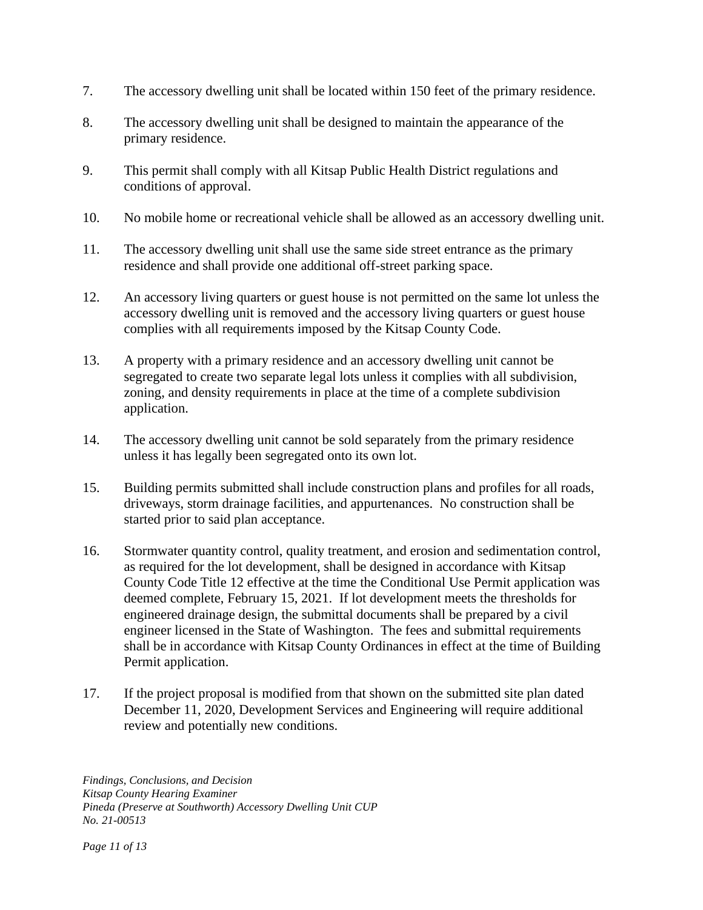7. The accessory dwelling unit shall be located within 150 feet of the primary residence.

8. The accessory dwelling unit shall be designed to maintain the appearance of the primary residence.

9. This permit shall comply with all Kitsap Public Health District regulations and conditions of approval.

10. No mobile home or recreational vehicle shall be allowed as an accessory dwelling unit.

11. The accessory dwelling unit shall use the same side street entrance as the primary residence and shall provide one additional off-street parking space.

12. An accessory living quarters or guest house is not permitted on the same lot unless the accessory dwelling unit is removed and the accessory living quarters or guest house complies with all requirements imposed by the Kitsap County Code.

13. A property with a primary residence and an accessory dwelling unit cannot be segregated to create two separate legal lots unless it complies with all subdivision, zoning, and density requirements in place at the time of a complete subdivision application.

14. The accessory dwelling unit cannot be sold separately from the primary residence unless it has legally been segregated onto its own lot.

15. Building permits submitted shall include construction plans and profiles for all roads, driveways, storm drainage facilities, and appurtenances. No construction shall be started prior to said plan acceptance.

16. Stormwater quantity control, quality treatment, and erosion and sedimentation control, as required for the lot development, shall be designed in accordance with Kitsap County Code Title 12 effective at the time the Conditional Use Permit application was deemed complete, February 15, 2021. If lot development meets the thresholds for engineered drainage design, the submittal documents shall be prepared by a civil engineer licensed in the State of Washington. The fees and submittal requirements shall be in accordance with Kitsap County Ordinances in effect at the time of Building Permit application.

17. If the project proposal is modified from that shown on the submitted site plan dated December 11, 2020, Development Services and Engineering will require additional review and potentially new conditions.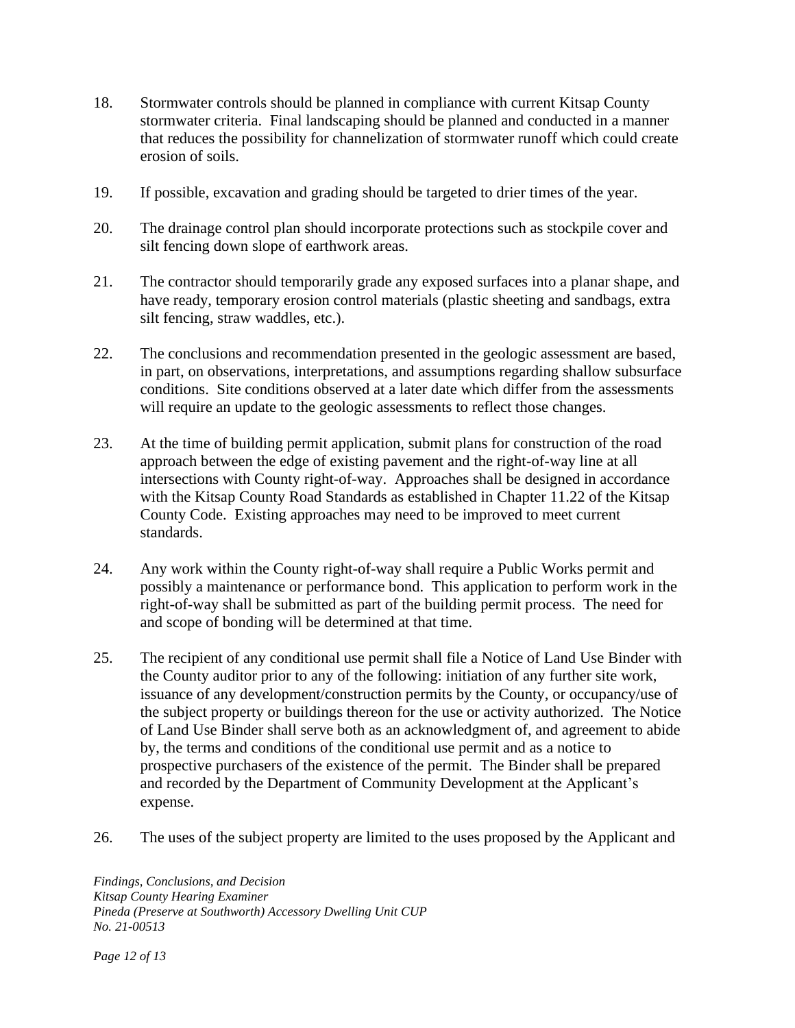18. Stormwater controls should be planned in compliance with current Kitsap County stormwater criteria. Final landscaping should be planned and conducted in a manner that reduces the possibility for channelization of stormwater runoff which could create erosion of soils.

19. If possible, excavation and grading should be targeted to drier times of the year.

20. The drainage control plan should incorporate protections such as stockpile cover and silt fencing down slope of earthwork areas.

21. The contractor should temporarily grade any exposed surfaces into a planar shape, and have ready, temporary erosion control materials (plastic sheeting and sandbags, extra silt fencing, straw waddles, etc.).

22. The conclusions and recommendation presented in the geologic assessment are based, in part, on observations, interpretations, and assumptions regarding shallow subsurface conditions. Site conditions observed at a later date which differ from the assessments will require an update to the geologic assessments to reflect those changes.

23. At the time of building permit application, submit plans for construction of the road approach between the edge of existing pavement and the right-of-way line at all intersections with County right-of-way. Approaches shall be designed in accordance with the Kitsap County Road Standards as established in Chapter 11.22 of the Kitsap County Code. Existing approaches may need to be improved to meet current standards.

24. Any work within the County right-of-way shall require a Public Works permit and possibly a maintenance or performance bond. This application to perform work in the right-of-way shall be submitted as part of the building permit process. The need for and scope of bonding will be determined at that time.

25. The recipient of any conditional use permit shall file a Notice of Land Use Binder with the County auditor prior to any of the following: initiation of any further site work, issuance of any development/construction permits by the County, or occupancy/use of the subject property or buildings thereon for the use or activity authorized. The Notice of Land Use Binder shall serve both as an acknowledgment of, and agreement to abide by, the terms and conditions of the conditional use permit and as a notice to prospective purchasers of the existence of the permit. The Binder shall be prepared and recorded by the Department of Community Development at the Applicant's expense.

26. The uses of the subject property are limited to the uses proposed by the Applicant and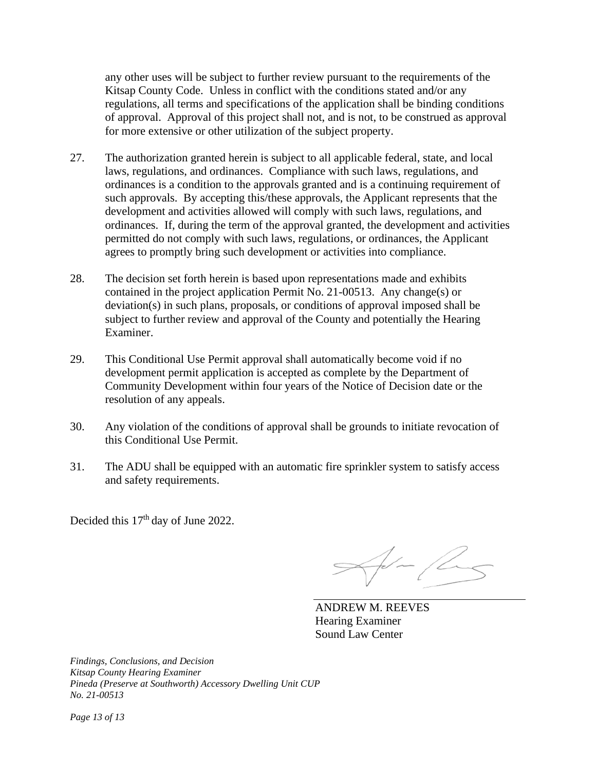any other uses will be subject to further review pursuant to the requirements of the Kitsap County Code. Unless in conflict with the conditions stated and/or any regulations, all terms and specifications of the application shall be binding conditions of approval. Approval of this project shall not, and is not, to be construed as approval for more extensive or other utilization of the subject property.

27. The authorization granted herein is subject to all applicable federal, state, and local laws, regulations, and ordinances. Compliance with such laws, regulations, and ordinances is a condition to the approvals granted and is a continuing requirement of such approvals. By accepting this/these approvals, the Applicant represents that the development and activities allowed will comply with such laws, regulations, and ordinances. If, during the term of the approval granted, the development and activities permitted do not comply with such laws, regulations, or ordinances, the Applicant agrees to promptly bring such development or activities into compliance.

28. The decision set forth herein is based upon representations made and exhibits contained in the project application Permit No. 21-00513. Any change(s) or deviation(s) in such plans, proposals, or conditions of approval imposed shall be subject to further review and approval of the County and potentially the Hearing Examiner.

29. This Conditional Use Permit approval shall automatically become void if no development permit application is accepted as complete by the Department of Community Development within four years of the Notice of Decision date or the resolution of any appeals.

30. Any violation of the conditions of approval shall be grounds to initiate revocation of this Conditional Use Permit.

31. The ADU shall be equipped with an automatic fire sprinkler system to satisfy access and safety requirements.

Decided this 17th day of June 2022.

ANDREW M. REEVES
Hearing Examiner
Sound Law Center

*Findings, Conclusions, and Decision*
*Kitsap County Hearing Examiner*
*Pineda (Preserve at Southworth) Accessory Dwelling Unit CUP*
*No. 21-00513*